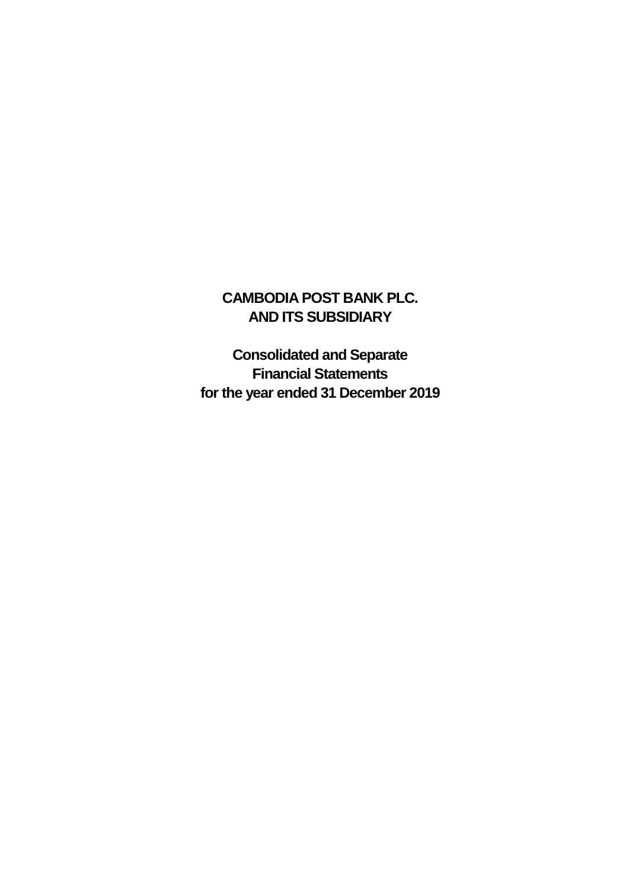# CAMBODIA POST BANK PLC.
# AND ITS SUBSIDIARY

## Consolidated and Separate
## Financial Statements
## for the year ended 31 December 2019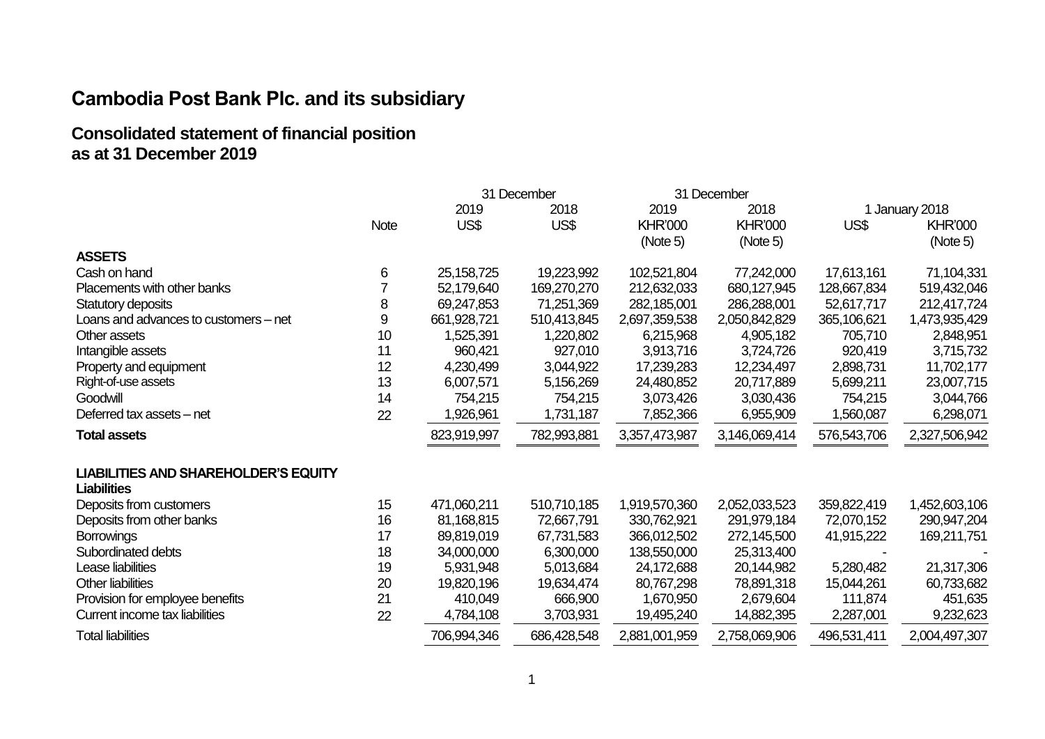# Cambodia Post Bank Plc. and its subsidiary

## Consolidated statement of financial position as at 31 December 2019

| | Note | 31 December 2019 US$ | 31 December 2018 US$ | 31 December 2019 KHR'000 (Note 5) | 31 December 2018 KHR'000 (Note 5) | 1 January 2018 US$ | 1 January 2018 KHR'000 (Note 5) |
|---|---|---|---|---|---|---|---|
| **ASSETS** | | | | | | | |
| Cash on hand | 6 | 25,158,725 | 19,223,992 | 102,521,804 | 77,242,000 | 17,613,161 | 71,104,331 |
| Placements with other banks | 7 | 52,179,640 | 169,270,270 | 212,632,033 | 680,127,945 | 128,667,834 | 519,432,046 |
| Statutory deposits | 8 | 69,247,853 | 71,251,369 | 282,185,001 | 286,288,001 | 52,617,717 | 212,417,724 |
| Loans and advances to customers – net | 9 | 661,928,721 | 510,413,845 | 2,697,359,538 | 2,050,842,829 | 365,106,621 | 1,473,935,429 |
| Other assets | 10 | 1,525,391 | 1,220,802 | 6,215,968 | 4,905,182 | 705,710 | 2,848,951 |
| Intangible assets | 11 | 960,421 | 927,010 | 3,913,716 | 3,724,726 | 920,419 | 3,715,732 |
| Property and equipment | 12 | 4,230,499 | 3,044,922 | 17,239,283 | 12,234,497 | 2,898,731 | 11,702,177 |
| Right-of-use assets | 13 | 6,007,571 | 5,156,269 | 24,480,852 | 20,717,889 | 5,699,211 | 23,007,715 |
| Goodwill | 14 | 754,215 | 754,215 | 3,073,426 | 3,030,436 | 754,215 | 3,044,766 |
| Deferred tax assets – net | 22 | 1,926,961 | 1,731,187 | 7,852,366 | 6,955,909 | 1,560,087 | 6,298,071 |
| **Total assets** | | 823,919,997 | 782,993,881 | 3,357,473,987 | 3,146,069,414 | 576,543,706 | 2,327,506,942 |
| **LIABILITIES AND SHAREHOLDER'S EQUITY** | | | | | | | |
| **Liabilities** | | | | | | | |
| Deposits from customers | 15 | 471,060,211 | 510,710,185 | 1,919,570,360 | 2,052,033,523 | 359,822,419 | 1,452,603,106 |
| Deposits from other banks | 16 | 81,168,815 | 72,667,791 | 330,762,921 | 291,979,184 | 72,070,152 | 290,947,204 |
| Borrowings | 17 | 89,819,019 | 67,731,583 | 366,012,502 | 272,145,500 | 41,915,222 | 169,211,751 |
| Subordinated debts | 18 | 34,000,000 | 6,300,000 | 138,550,000 | 25,313,400 | - | - |
| Lease liabilities | 19 | 5,931,948 | 5,013,684 | 24,172,688 | 20,144,982 | 5,280,482 | 21,317,306 |
| Other liabilities | 20 | 19,820,196 | 19,634,474 | 80,767,298 | 78,891,318 | 15,044,261 | 60,733,682 |
| Provision for employee benefits | 21 | 410,049 | 666,900 | 1,670,950 | 2,679,604 | 111,874 | 451,635 |
| Current income tax liabilities | 22 | 4,784,108 | 3,703,931 | 19,495,240 | 14,882,395 | 2,287,001 | 9,232,623 |
| Total liabilities | | 706,994,346 | 686,428,548 | 2,881,001,959 | 2,758,069,906 | 496,531,411 | 2,004,497,307 |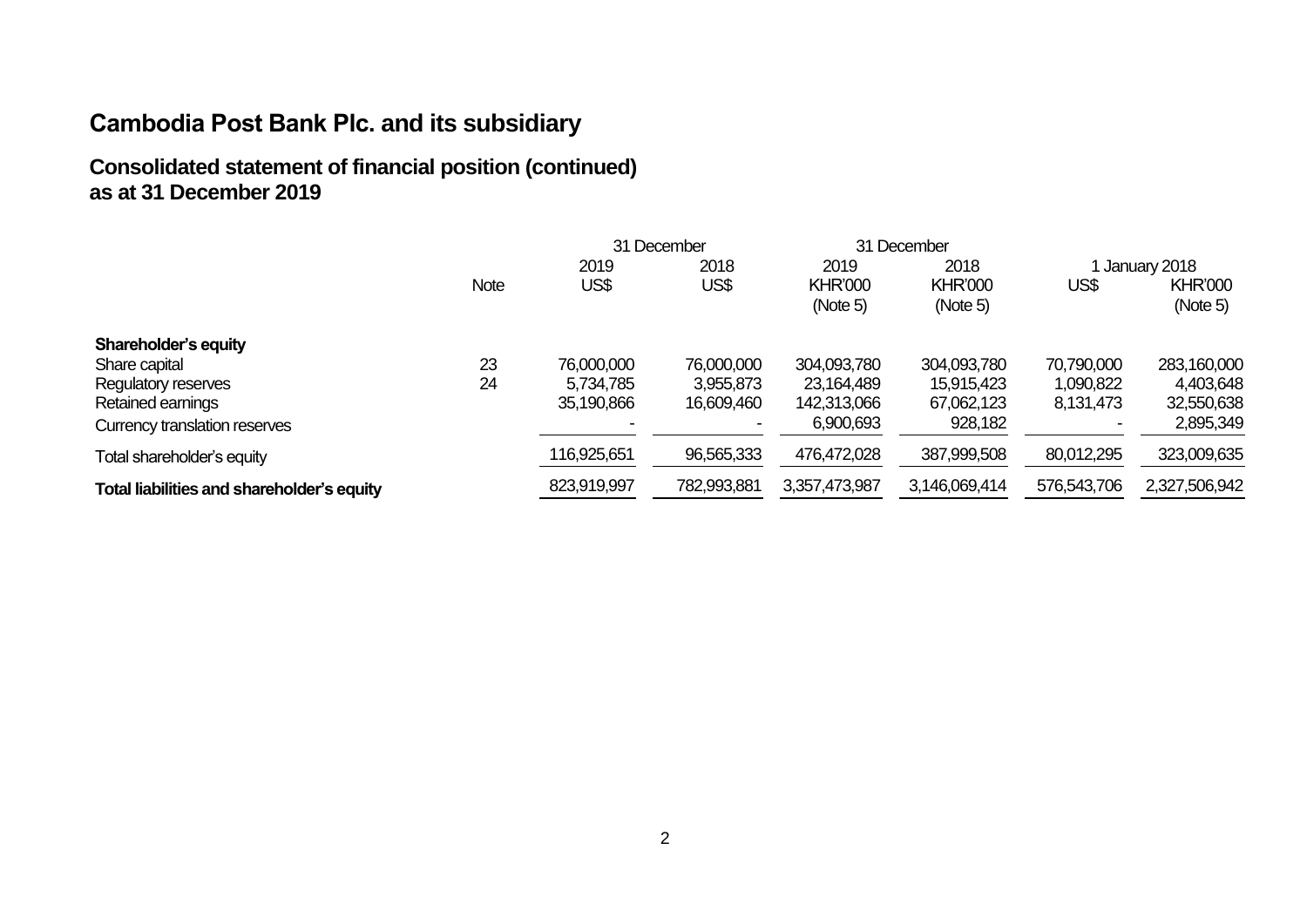# Cambodia Post Bank Plc. and its subsidiary

## Consolidated statement of financial position (continued) as at 31 December 2019

| | Note | 31 December 2019 US$ | 31 December 2018 US$ | 31 December 2019 KHR'000 (Note 5) | 31 December 2018 KHR'000 (Note 5) | 1 January 2018 US$ | 1 January 2018 KHR'000 (Note 5) |
|---|---|---|---|---|---|---|---|
| **Shareholder's equity** | | | | | | | |
| Share capital | 23 | 76,000,000 | 76,000,000 | 304,093,780 | 304,093,780 | 70,790,000 | 283,160,000 |
| Regulatory reserves | 24 | 5,734,785 | 3,955,873 | 23,164,489 | 15,915,423 | 1,090,822 | 4,403,648 |
| Retained earnings | | 35,190,866 | 16,609,460 | 142,313,066 | 67,062,123 | 8,131,473 | 32,550,638 |
| Currency translation reserves | | - | - | 6,900,693 | 928,182 | - | 2,895,349 |
| Total shareholder's equity | | 116,925,651 | 96,565,333 | 476,472,028 | 387,999,508 | 80,012,295 | 323,009,635 |
| **Total liabilities and shareholder's equity** | | 823,919,997 | 782,993,881 | 3,357,473,987 | 3,146,069,414 | 576,543,706 | 2,327,506,942 |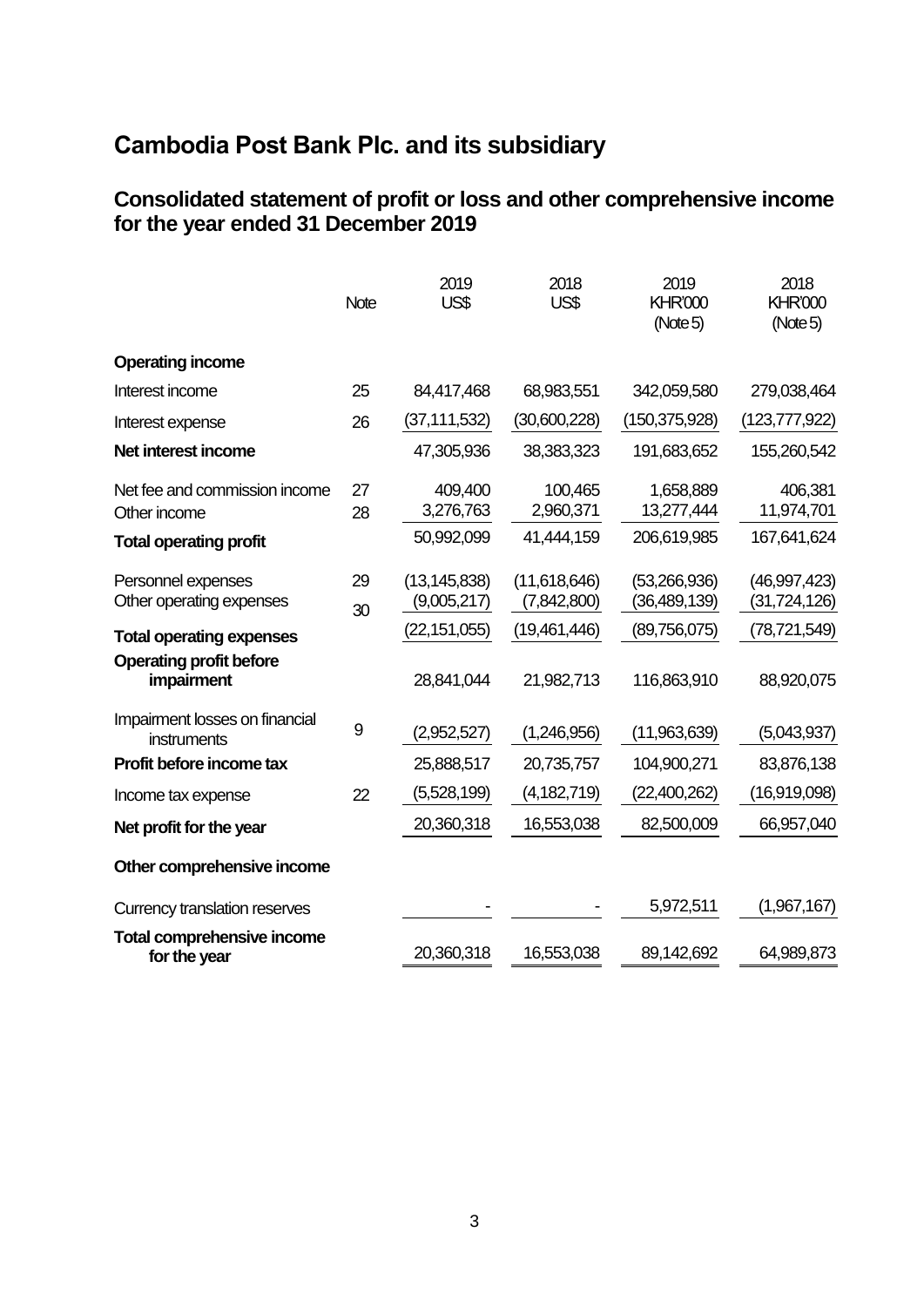# Cambodia Post Bank Plc. and its subsidiary

## Consolidated statement of profit or loss and other comprehensive income for the year ended 31 December 2019

| | Note | 2019 US$ | 2018 US$ | 2019 KHR'000 (Note 5) | 2018 KHR'000 (Note 5) |
|---|---|---|---|---|---|
| **Operating income** | | | | | |
| Interest income | 25 | 84,417,468 | 68,983,551 | 342,059,580 | 279,038,464 |
| Interest expense | 26 | (37,111,532) | (30,600,228) | (150,375,928) | (123,777,922) |
| **Net interest income** | | 47,305,936 | 38,383,323 | 191,683,652 | 155,260,542 |
| Net fee and commission income | 27 | 409,400 | 100,465 | 1,658,889 | 406,381 |
| Other income | 28 | 3,276,763 | 2,960,371 | 13,277,444 | 11,974,701 |
| **Total operating profit** | | 50,992,099 | 41,444,159 | 206,619,985 | 167,641,624 |
| Personnel expenses | 29 | (13,145,838) | (11,618,646) | (53,266,936) | (46,997,423) |
| Other operating expenses | 30 | (9,005,217) | (7,842,800) | (36,489,139) | (31,724,126) |
| **Total operating expenses** | | (22,151,055) | (19,461,446) | (89,756,075) | (78,721,549) |
| **Operating profit before impairment** | | 28,841,044 | 21,982,713 | 116,863,910 | 88,920,075 |
| Impairment losses on financial instruments | 9 | (2,952,527) | (1,246,956) | (11,963,639) | (5,043,937) |
| **Profit before income tax** | | 25,888,517 | 20,735,757 | 104,900,271 | 83,876,138 |
| Income tax expense | 22 | (5,528,199) | (4,182,719) | (22,400,262) | (16,919,098) |
| **Net profit for the year** | | 20,360,318 | 16,553,038 | 82,500,009 | 66,957,040 |
| **Other comprehensive income** | | | | | |
| Currency translation reserves | | - | - | 5,972,511 | (1,967,167) |
| **Total comprehensive income for the year** | | 20,360,318 | 16,553,038 | 89,142,692 | 64,989,873 |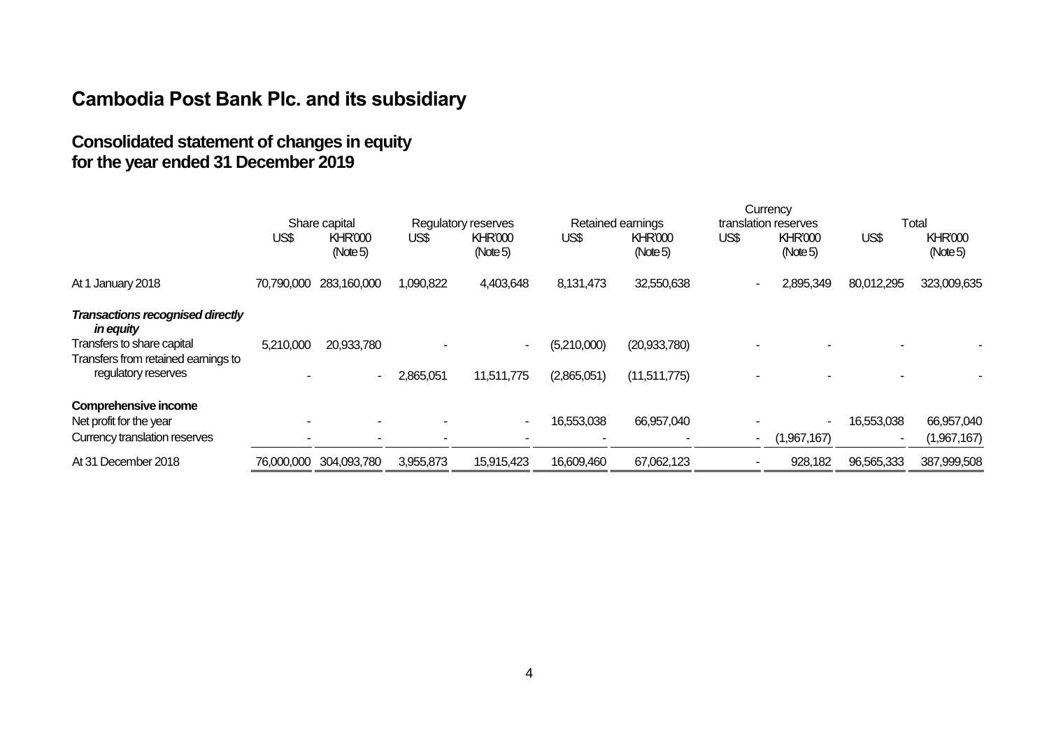# Cambodia Post Bank Plc. and its subsidiary

## Consolidated statement of changes in equity for the year ended 31 December 2019

| | Share capital | | Regulatory reserves | | Retained earnings | | Currency translation reserves | | Total | |
|---|---|---|---|---|---|---|---|---|---|---|
| | US$ | KHR'000 (Note 5) | US$ | KHR'000 (Note 5) | US$ | KHR'000 (Note 5) | US$ | KHR'000 (Note 5) | US$ | KHR'000 (Note 5) |
| At 1 January 2018 | 70,790,000 | 283,160,000 | 1,090,822 | 4,403,648 | 8,131,473 | 32,550,638 | - | 2,895,349 | 80,012,295 | 323,009,635 |
| ***Transactions recognised directly in equity*** | | | | | | | | | | |
| Transfers to share capital | 5,210,000 | 20,933,780 | - | - | (5,210,000) | (20,933,780) | - | - | - | - |
| Transfers from retained earnings to regulatory reserves | - | - | 2,865,051 | 11,511,775 | (2,865,051) | (11,511,775) | - | - | - | - |
| **Comprehensive income** | | | | | | | | | | |
| Net profit for the year | - | - | - | - | 16,553,038 | 66,957,040 | - | - | 16,553,038 | 66,957,040 |
| Currency translation reserves | - | - | - | - | - | - | - | (1,967,167) | - | (1,967,167) |
| At 31 December 2018 | 76,000,000 | 304,093,780 | 3,955,873 | 15,915,423 | 16,609,460 | 67,062,123 | - | 928,182 | 96,565,333 | 387,999,508 |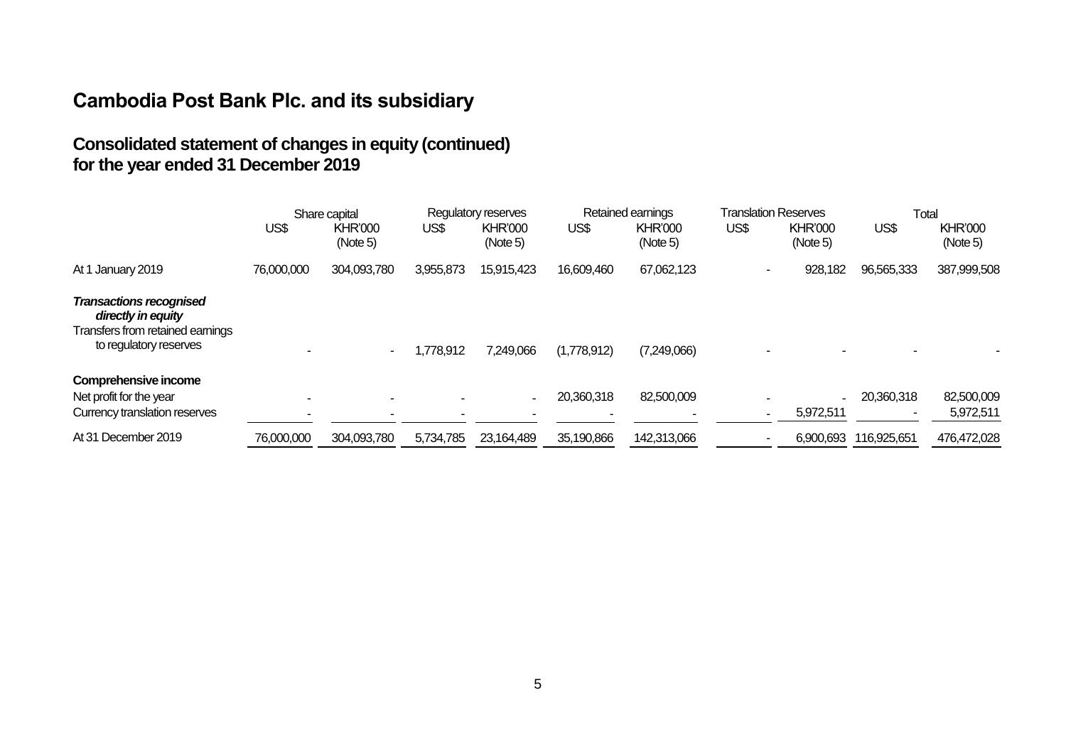# Cambodia Post Bank Plc. and its subsidiary

## Consolidated statement of changes in equity (continued) for the year ended 31 December 2019

| | Share capital | | Regulatory reserves | | Retained earnings | | Translation Reserves | | Total | |
|---|---|---|---|---|---|---|---|---|---|---|
| | US$ | KHR'000 (Note 5) | US$ | KHR'000 (Note 5) | US$ | KHR'000 (Note 5) | US$ | KHR'000 (Note 5) | US$ | KHR'000 (Note 5) |
| At 1 January 2019 | 76,000,000 | 304,093,780 | 3,955,873 | 15,915,423 | 16,609,460 | 67,062,123 | - | 928,182 | 96,565,333 | 387,999,508 |
| ***Transactions recognised directly in equity*** | | | | | | | | | | |
| Transfers from retained earnings to regulatory reserves | - | - | 1,778,912 | 7,249,066 | (1,778,912) | (7,249,066) | - | - | - | - |
| **Comprehensive income** | | | | | | | | | | |
| Net profit for the year | - | - | - | - | 20,360,318 | 82,500,009 | - | - | 20,360,318 | 82,500,009 |
| Currency translation reserves | - | - | - | - | - | - | - | 5,972,511 | - | 5,972,511 |
| At 31 December 2019 | 76,000,000 | 304,093,780 | 5,734,785 | 23,164,489 | 35,190,866 | 142,313,066 | - | 6,900,693 | 116,925,651 | 476,472,028 |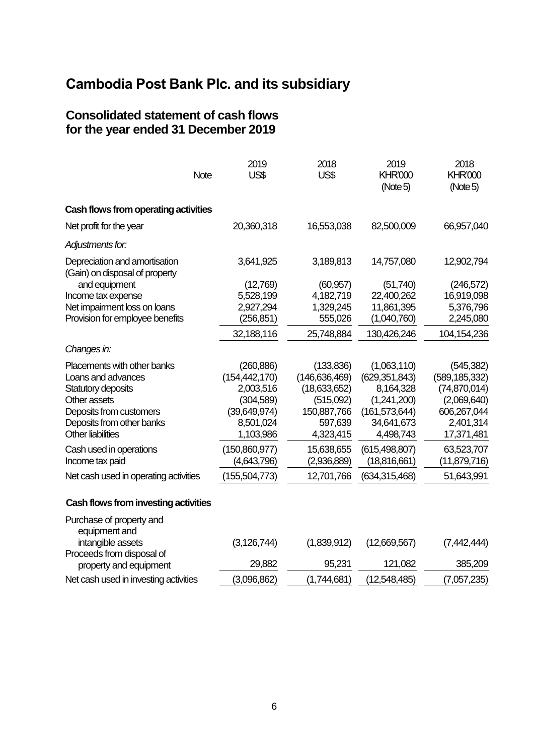# Cambodia Post Bank Plc. and its subsidiary

## Consolidated statement of cash flows for the year ended 31 December 2019

| | Note | 2019 US$ | 2018 US$ | 2019 KHR'000 (Note 5) | 2018 KHR'000 (Note 5) |
|---|---|---|---|---|---|
| **Cash flows from operating activities** | | | | | |
| Net profit for the year | | 20,360,318 | 16,553,038 | 82,500,009 | 66,957,040 |
| *Adjustments for:* | | | | | |
| Depreciation and amortisation | | 3,641,925 | 3,189,813 | 14,757,080 | 12,902,794 |
| (Gain) on disposal of property and equipment | | (12,769) | (60,957) | (51,740) | (246,572) |
| Income tax expense | | 5,528,199 | 4,182,719 | 22,400,262 | 16,919,098 |
| Net impairment loss on loans | | 2,927,294 | 1,329,245 | 11,861,395 | 5,376,796 |
| Provision for employee benefits | | (256,851) | 555,026 | (1,040,760) | 2,245,080 |
| | | 32,188,116 | 25,748,884 | 130,426,246 | 104,154,236 |
| *Changes in:* | | | | | |
| Placements with other banks | | (260,886) | (133,836) | (1,063,110) | (545,382) |
| Loans and advances | | (154,442,170) | (146,636,469) | (629,351,843) | (589,185,332) |
| Statutory deposits | | 2,003,516 | (18,633,652) | 8,164,328 | (74,870,014) |
| Other assets | | (304,589) | (515,092) | (1,241,200) | (2,069,640) |
| Deposits from customers | | (39,649,974) | 150,887,766 | (161,573,644) | 606,267,044 |
| Deposits from other banks | | 8,501,024 | 597,639 | 34,641,673 | 2,401,314 |
| Other liabilities | | 1,103,986 | 4,323,415 | 4,498,743 | 17,371,481 |
| Cash used in operations | | (150,860,977) | 15,638,655 | (615,498,807) | 63,523,707 |
| Income tax paid | | (4,643,796) | (2,936,889) | (18,816,661) | (11,879,716) |
| Net cash used in operating activities | | (155,504,773) | 12,701,766 | (634,315,468) | 51,643,991 |
| **Cash flows from investing activities** | | | | | |
| Purchase of property and equipment and intangible assets | | (3,126,744) | (1,839,912) | (12,669,567) | (7,442,444) |
| Proceeds from disposal of property and equipment | | 29,882 | 95,231 | 121,082 | 385,209 |
| Net cash used in investing activities | | (3,096,862) | (1,744,681) | (12,548,485) | (7,057,235) |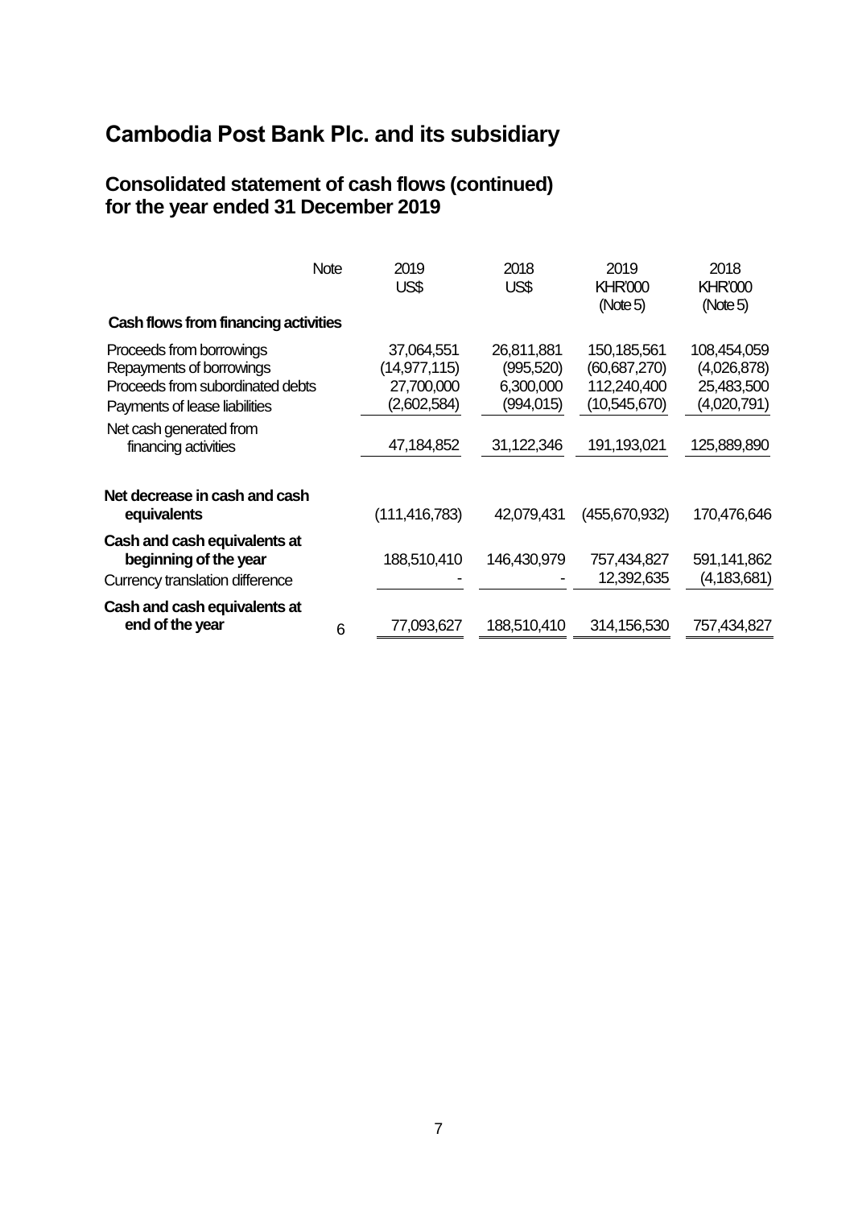# Cambodia Post Bank Plc. and its subsidiary

## Consolidated statement of cash flows (continued) for the year ended 31 December 2019

| | Note | 2019 US$ | 2018 US$ | 2019 KHR'000 (Note 5) | 2018 KHR'000 (Note 5) |
|---|---|---|---|---|---|
| **Cash flows from financing activities** | | | | | |
| Proceeds from borrowings | | 37,064,551 | 26,811,881 | 150,185,561 | 108,454,059 |
| Repayments of borrowings | | (14,977,115) | (995,520) | (60,687,270) | (4,026,878) |
| Proceeds from subordinated debts | | 27,700,000 | 6,300,000 | 112,240,400 | 25,483,500 |
| Payments of lease liabilities | | (2,602,584) | (994,015) | (10,545,670) | (4,020,791) |
| Net cash generated from financing activities | | 47,184,852 | 31,122,346 | 191,193,021 | 125,889,890 |
| **Net decrease in cash and cash equivalents** | | (111,416,783) | 42,079,431 | (455,670,932) | 170,476,646 |
| **Cash and cash equivalents at beginning of the year** | | 188,510,410 | 146,430,979 | 757,434,827 | 591,141,862 |
| Currency translation difference | | - | - | 12,392,635 | (4,183,681) |
| **Cash and cash equivalents at end of the year** | 6 | 77,093,627 | 188,510,410 | 314,156,530 | 757,434,827 |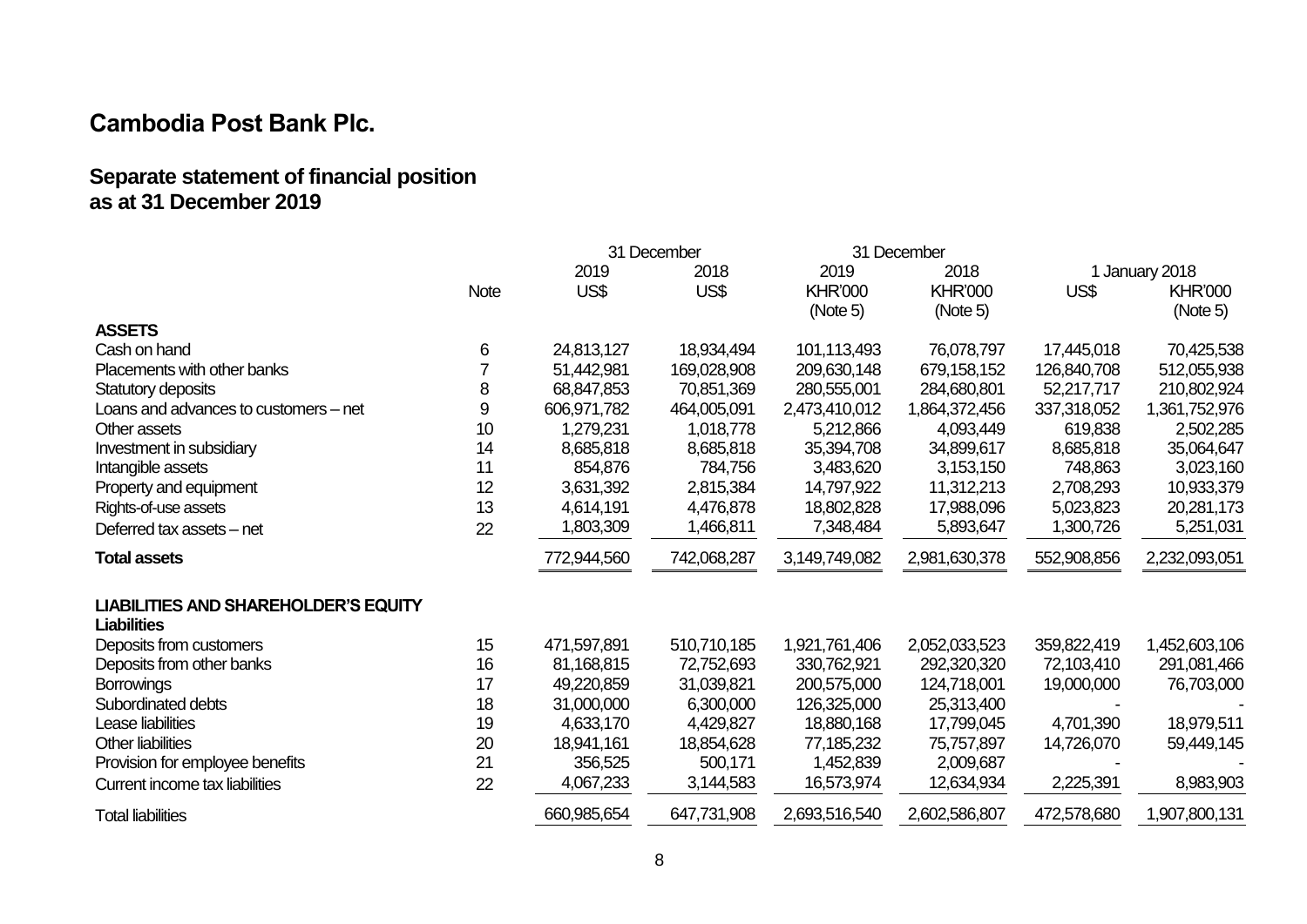## Cambodia Post Bank Plc.

### Separate statement of financial position as at 31 December 2019

| | Note | 31 December 2019 US$ | 31 December 2018 US$ | 31 December 2019 KHR'000 (Note 5) | 31 December 2018 KHR'000 (Note 5) | 1 January 2018 US$ | 1 January 2018 KHR'000 (Note 5) |
|---|---|---|---|---|---|---|---|
| **ASSETS** | | | | | | | |
| Cash on hand | 6 | 24,813,127 | 18,934,494 | 101,113,493 | 76,078,797 | 17,445,018 | 70,425,538 |
| Placements with other banks | 7 | 51,442,981 | 169,028,908 | 209,630,148 | 679,158,152 | 126,840,708 | 512,055,938 |
| Statutory deposits | 8 | 68,847,853 | 70,851,369 | 280,555,001 | 284,680,801 | 52,217,717 | 210,802,924 |
| Loans and advances to customers – net | 9 | 606,971,782 | 464,005,091 | 2,473,410,012 | 1,864,372,456 | 337,318,052 | 1,361,752,976 |
| Other assets | 10 | 1,279,231 | 1,018,778 | 5,212,866 | 4,093,449 | 619,838 | 2,502,285 |
| Investment in subsidiary | 14 | 8,685,818 | 8,685,818 | 35,394,708 | 34,899,617 | 8,685,818 | 35,064,647 |
| Intangible assets | 11 | 854,876 | 784,756 | 3,483,620 | 3,153,150 | 748,863 | 3,023,160 |
| Property and equipment | 12 | 3,631,392 | 2,815,384 | 14,797,922 | 11,312,213 | 2,708,293 | 10,933,379 |
| Rights-of-use assets | 13 | 4,614,191 | 4,476,878 | 18,802,828 | 17,988,096 | 5,023,823 | 20,281,173 |
| Deferred tax assets – net | 22 | 1,803,309 | 1,466,811 | 7,348,484 | 5,893,647 | 1,300,726 | 5,251,031 |
| **Total assets** | | 772,944,560 | 742,068,287 | 3,149,749,082 | 2,981,630,378 | 552,908,856 | 2,232,093,051 |
| **LIABILITIES AND SHAREHOLDER'S EQUITY** | | | | | | | |
| **Liabilities** | | | | | | | |
| Deposits from customers | 15 | 471,597,891 | 510,710,185 | 1,921,761,406 | 2,052,033,523 | 359,822,419 | 1,452,603,106 |
| Deposits from other banks | 16 | 81,168,815 | 72,752,693 | 330,762,921 | 292,320,320 | 72,103,410 | 291,081,466 |
| Borrowings | 17 | 49,220,859 | 31,039,821 | 200,575,000 | 124,718,001 | 19,000,000 | 76,703,000 |
| Subordinated debts | 18 | 31,000,000 | 6,300,000 | 126,325,000 | 25,313,400 | - | - |
| Lease liabilities | 19 | 4,633,170 | 4,429,827 | 18,880,168 | 17,799,045 | 4,701,390 | 18,979,511 |
| Other liabilities | 20 | 18,941,161 | 18,854,628 | 77,185,232 | 75,757,897 | 14,726,070 | 59,449,145 |
| Provision for employee benefits | 21 | 356,525 | 500,171 | 1,452,839 | 2,009,687 | - | - |
| Current income tax liabilities | 22 | 4,067,233 | 3,144,583 | 16,573,974 | 12,634,934 | 2,225,391 | 8,983,903 |
| Total liabilities | | 660,985,654 | 647,731,908 | 2,693,516,540 | 2,602,586,807 | 472,578,680 | 1,907,800,131 |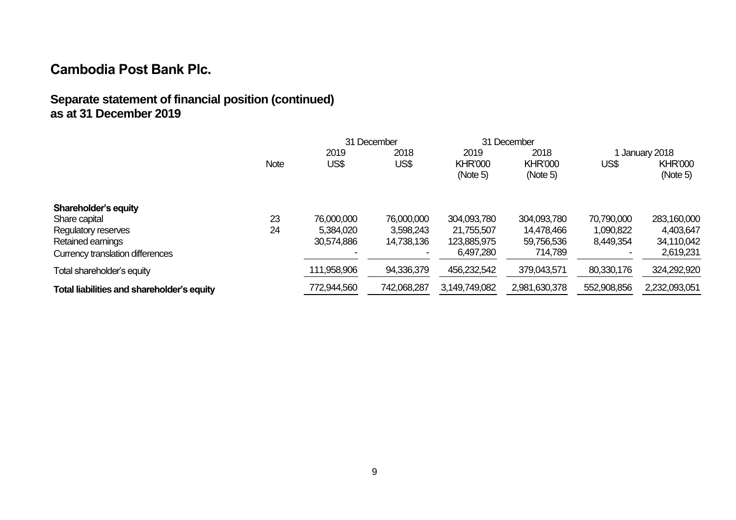# Cambodia Post Bank Plc.

## Separate statement of financial position (continued)
## as at 31 December 2019

| | Note | 31 December 2019 US$ | 31 December 2018 US$ | 31 December 2019 KHR'000 (Note 5) | 31 December 2018 KHR'000 (Note 5) | 1 January 2018 US$ | 1 January 2018 KHR'000 (Note 5) |
|---|---|---|---|---|---|---|---|
| **Shareholder's equity** | | | | | | | |
| Share capital | 23 | 76,000,000 | 76,000,000 | 304,093,780 | 304,093,780 | 70,790,000 | 283,160,000 |
| Regulatory reserves | 24 | 5,384,020 | 3,598,243 | 21,755,507 | 14,478,466 | 1,090,822 | 4,403,647 |
| Retained earnings | | 30,574,886 | 14,738,136 | 123,885,975 | 59,756,536 | 8,449,354 | 34,110,042 |
| Currency translation differences | | - | - | 6,497,280 | 714,789 | - | 2,619,231 |
| Total shareholder's equity | | 111,958,906 | 94,336,379 | 456,232,542 | 379,043,571 | 80,330,176 | 324,292,920 |
| **Total liabilities and shareholder's equity** | | 772,944,560 | 742,068,287 | 3,149,749,082 | 2,981,630,378 | 552,908,856 | 2,232,093,051 |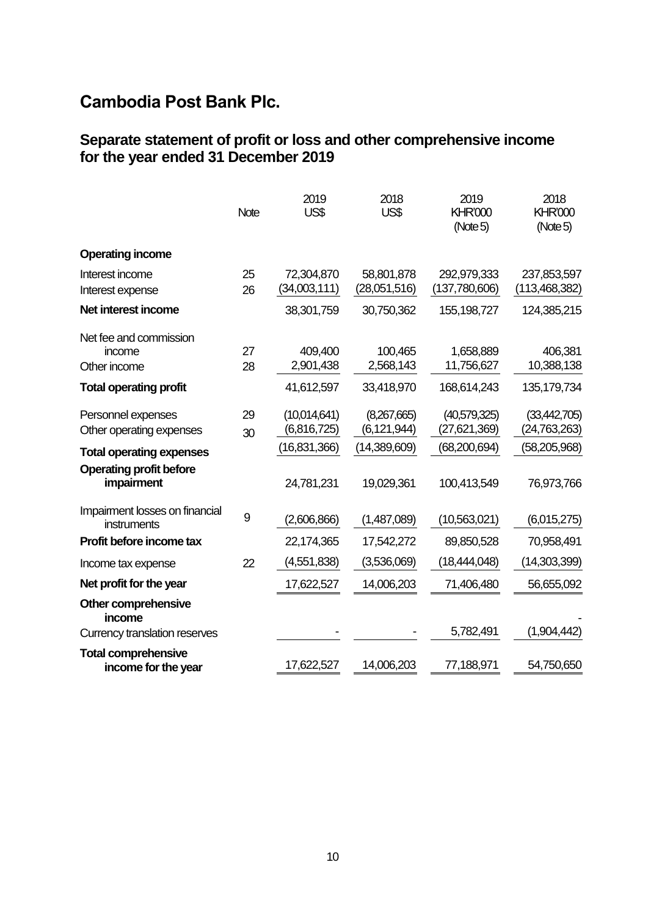# Cambodia Post Bank Plc.

## Separate statement of profit or loss and other comprehensive income for the year ended 31 December 2019

| | Note | 2019 US$ | 2018 US$ | 2019 KHR'000 (Note 5) | 2018 KHR'000 (Note 5) |
|---|---|---|---|---|---|
| **Operating income** | | | | | |
| Interest income | 25 | 72,304,870 | 58,801,878 | 292,979,333 | 237,853,597 |
| Interest expense | 26 | (34,003,111) | (28,051,516) | (137,780,606) | (113,468,382) |
| **Net interest income** | | 38,301,759 | 30,750,362 | 155,198,727 | 124,385,215 |
| Net fee and commission income | 27 | 409,400 | 100,465 | 1,658,889 | 406,381 |
| Other income | 28 | 2,901,438 | 2,568,143 | 11,756,627 | 10,388,138 |
| **Total operating profit** | | 41,612,597 | 33,418,970 | 168,614,243 | 135,179,734 |
| Personnel expenses | 29 | (10,014,641) | (8,267,665) | (40,579,325) | (33,442,705) |
| Other operating expenses | 30 | (6,816,725) | (6,121,944) | (27,621,369) | (24,763,263) |
| **Total operating expenses** | | (16,831,366) | (14,389,609) | (68,200,694) | (58,205,968) |
| **Operating profit before impairment** | | 24,781,231 | 19,029,361 | 100,413,549 | 76,973,766 |
| Impairment losses on financial instruments | 9 | (2,606,866) | (1,487,089) | (10,563,021) | (6,015,275) |
| **Profit before income tax** | | 22,174,365 | 17,542,272 | 89,850,528 | 70,958,491 |
| Income tax expense | 22 | (4,551,838) | (3,536,069) | (18,444,048) | (14,303,399) |
| **Net profit for the year** | | 17,622,527 | 14,006,203 | 71,406,480 | 56,655,092 |
| **Other comprehensive income** | | | | | - |
| Currency translation reserves | | - | - | 5,782,491 | (1,904,442) |
| **Total comprehensive income for the year** | | 17,622,527 | 14,006,203 | 77,188,971 | 54,750,650 |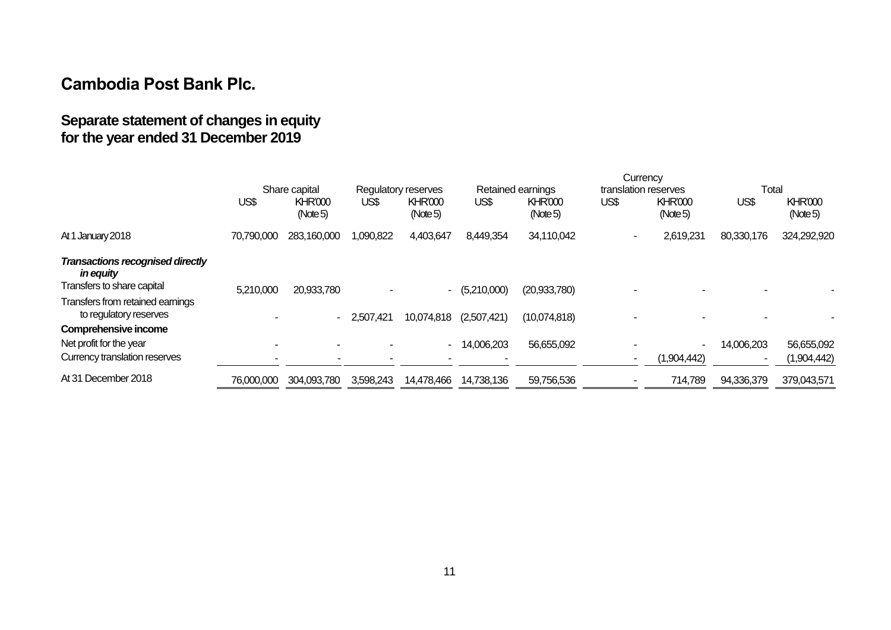## Cambodia Post Bank Plc.

## Separate statement of changes in equity for the year ended 31 December 2019

| | Share capital | | Regulatory reserves | | Retained earnings | | Currency translation reserves | | Total | |
|---|---|---|---|---|---|---|---|---|---|---|
| | US$ | KHR'000 (Note 5) | US$ | KHR'000 (Note 5) | US$ | KHR'000 (Note 5) | US$ | KHR'000 (Note 5) | US$ | KHR'000 (Note 5) |
| At 1 January 2018 | 70,790,000 | 283,160,000 | 1,090,822 | 4,403,647 | 8,449,354 | 34,110,042 | - | 2,619,231 | 80,330,176 | 324,292,920 |
| ***Transactions recognised directly in equity*** | | | | | | | | | | |
| Transfers to share capital | 5,210,000 | 20,933,780 | - | - | (5,210,000) | (20,933,780) | - | - | - | - |
| Transfers from retained earnings to regulatory reserves | - | - | 2,507,421 | 10,074,818 | (2,507,421) | (10,074,818) | - | - | - | - |
| **Comprehensive income** | | | | | | | | | | |
| Net profit for the year | - | - | - | - | 14,006,203 | 56,655,092 | - | - | 14,006,203 | 56,655,092 |
| Currency translation reserves | - | - | - | - | - | | - | (1,904,442) | - | (1,904,442) |
| At 31 December 2018 | 76,000,000 | 304,093,780 | 3,598,243 | 14,478,466 | 14,738,136 | 59,756,536 | - | 714,789 | 94,336,379 | 379,043,571 |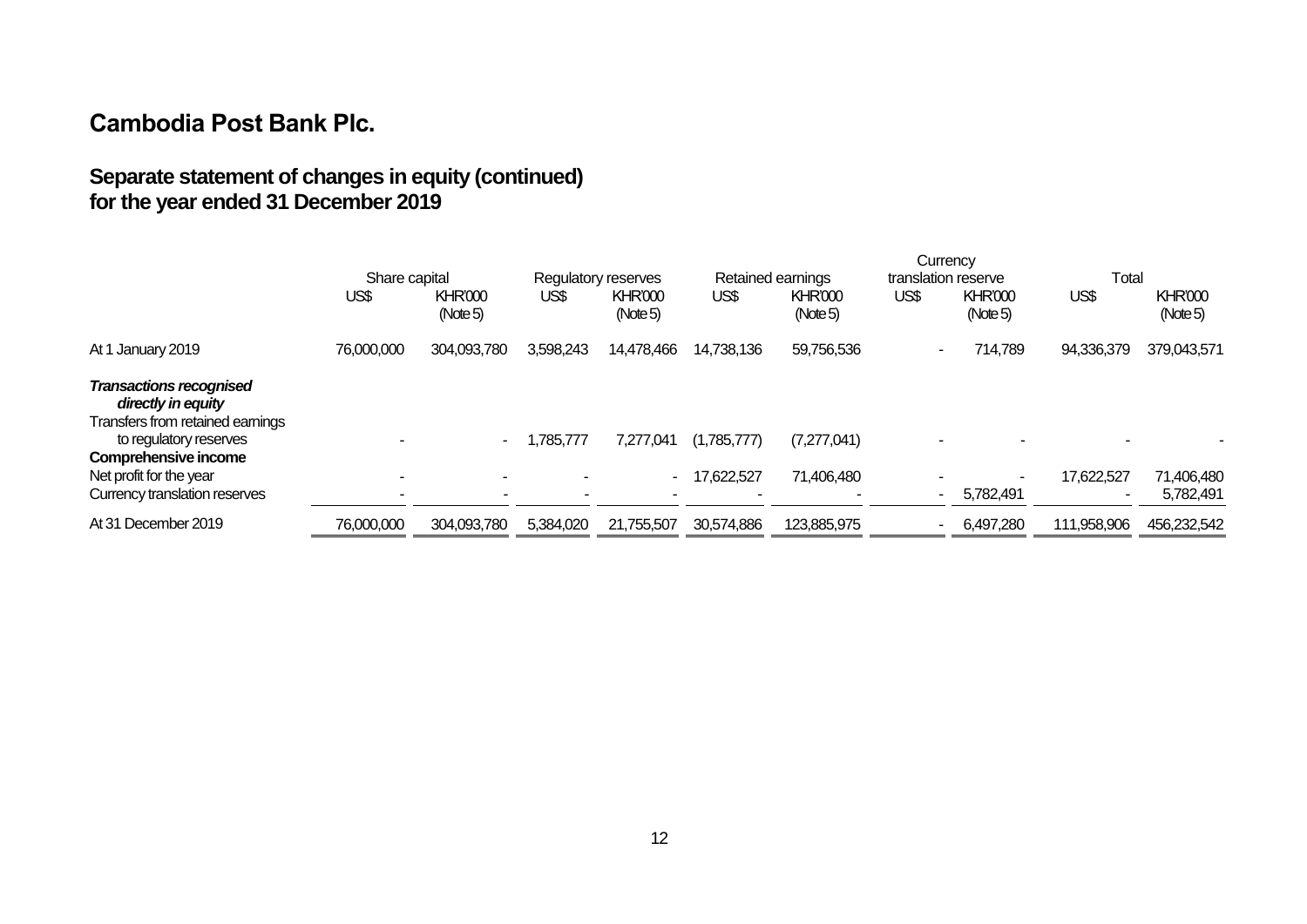# Cambodia Post Bank Plc.

## Separate statement of changes in equity (continued) for the year ended 31 December 2019

| | Share capital | | Regulatory reserves | | Retained earnings | | Currency translation reserve | | Total | |
|---|---|---|---|---|---|---|---|---|---|---|
| | US$ | KHR'000 (Note 5) | US$ | KHR'000 (Note 5) | US$ | KHR'000 (Note 5) | US$ | KHR'000 (Note 5) | US$ | KHR'000 (Note 5) |
| At 1 January 2019 | 76,000,000 | 304,093,780 | 3,598,243 | 14,478,466 | 14,738,136 | 59,756,536 | - | 714,789 | 94,336,379 | 379,043,571 |
| ***Transactions recognised directly in equity*** | | | | | | | | | | |
| Transfers from retained earnings to regulatory reserves | - | - | 1,785,777 | 7,277,041 | (1,785,777) | (7,277,041) | - | - | - | - |
| **Comprehensive income** | | | | | | | | | | |
| Net profit for the year | - | - | - | - | 17,622,527 | 71,406,480 | - | - | 17,622,527 | 71,406,480 |
| Currency translation reserves | - | - | - | - | - | - | - | 5,782,491 | - | 5,782,491 |
| At 31 December 2019 | 76,000,000 | 304,093,780 | 5,384,020 | 21,755,507 | 30,574,886 | 123,885,975 | - | 6,497,280 | 111,958,906 | 456,232,542 |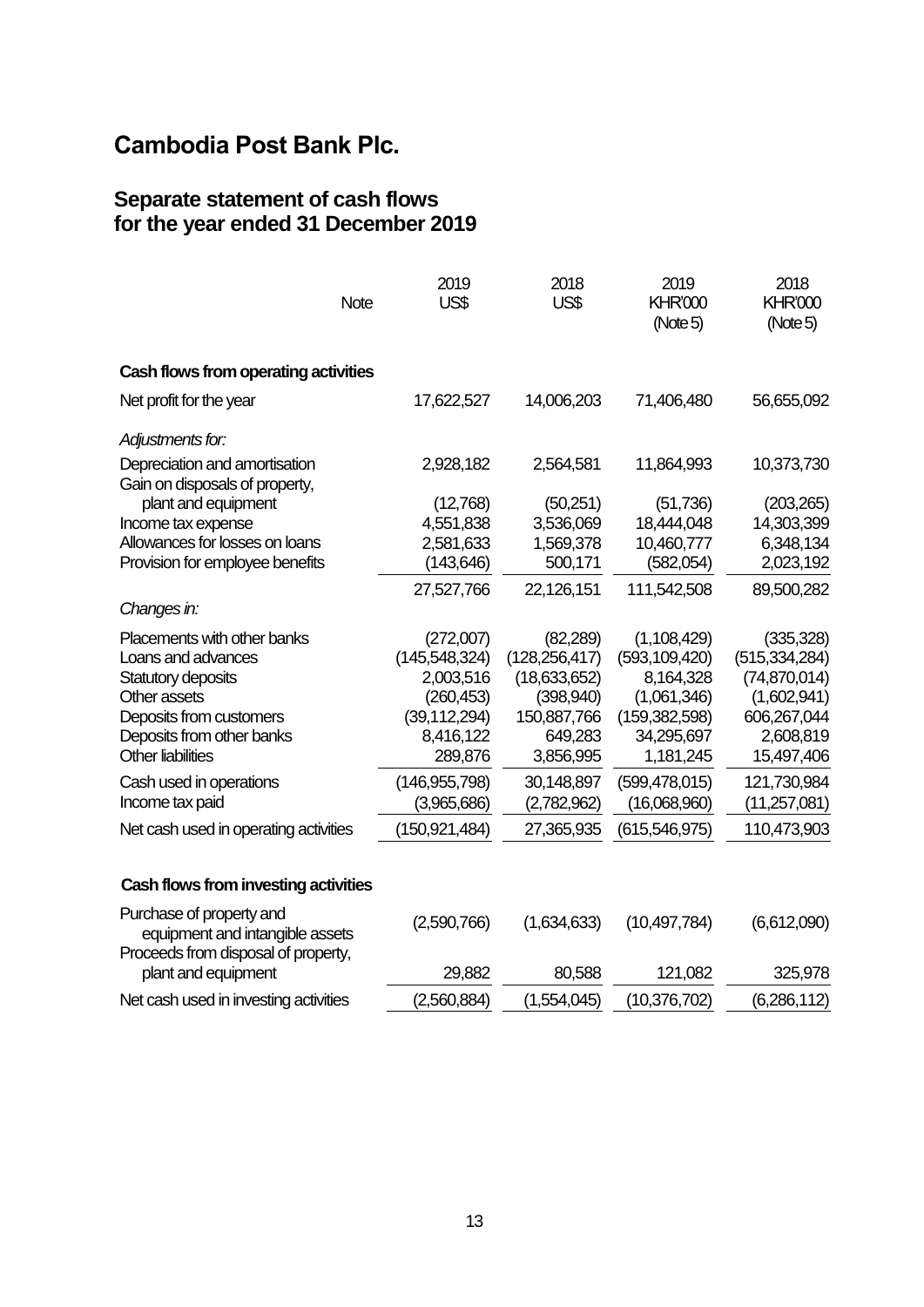# Cambodia Post Bank Plc.

## Separate statement of cash flows for the year ended 31 December 2019

| | Note | 2019 US$ | 2018 US$ | 2019 KHR'000 (Note 5) | 2018 KHR'000 (Note 5) |
|---|---|---|---|---|---|
| **Cash flows from operating activities** | | | | | |
| Net profit for the year | | 17,622,527 | 14,006,203 | 71,406,480 | 56,655,092 |
| *Adjustments for:* | | | | | |
| Depreciation and amortisation | | 2,928,182 | 2,564,581 | 11,864,993 | 10,373,730 |
| Gain on disposals of property, plant and equipment | | (12,768) | (50,251) | (51,736) | (203,265) |
| Income tax expense | | 4,551,838 | 3,536,069 | 18,444,048 | 14,303,399 |
| Allowances for losses on loans | | 2,581,633 | 1,569,378 | 10,460,777 | 6,348,134 |
| Provision for employee benefits | | (143,646) | 500,171 | (582,054) | 2,023,192 |
| | | 27,527,766 | 22,126,151 | 111,542,508 | 89,500,282 |
| *Changes in:* | | | | | |
| Placements with other banks | | (272,007) | (82,289) | (1,108,429) | (335,328) |
| Loans and advances | | (145,548,324) | (128,256,417) | (593,109,420) | (515,334,284) |
| Statutory deposits | | 2,003,516 | (18,633,652) | 8,164,328 | (74,870,014) |
| Other assets | | (260,453) | (398,940) | (1,061,346) | (1,602,941) |
| Deposits from customers | | (39,112,294) | 150,887,766 | (159,382,598) | 606,267,044 |
| Deposits from other banks | | 8,416,122 | 649,283 | 34,295,697 | 2,608,819 |
| Other liabilities | | 289,876 | 3,856,995 | 1,181,245 | 15,497,406 |
| Cash used in operations | | (146,955,798) | 30,148,897 | (599,478,015) | 121,730,984 |
| Income tax paid | | (3,965,686) | (2,782,962) | (16,068,960) | (11,257,081) |
| Net cash used in operating activities | | (150,921,484) | 27,365,935 | (615,546,975) | 110,473,903 |
| **Cash flows from investing activities** | | | | | |
| Purchase of property and equipment and intangible assets | | (2,590,766) | (1,634,633) | (10,497,784) | (6,612,090) |
| Proceeds from disposal of property, plant and equipment | | 29,882 | 80,588 | 121,082 | 325,978 |
| Net cash used in investing activities | | (2,560,884) | (1,554,045) | (10,376,702) | (6,286,112) |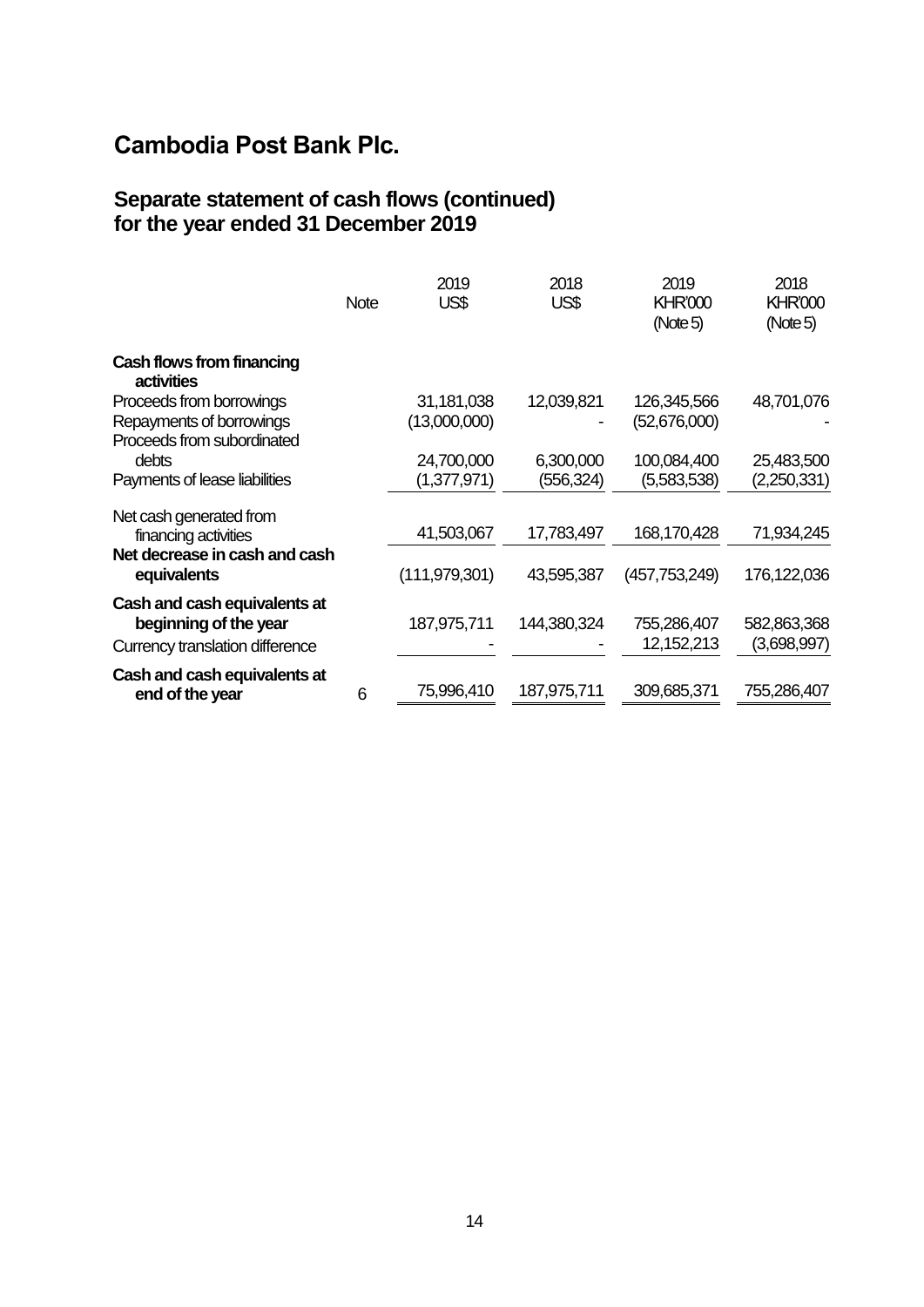# Cambodia Post Bank Plc.

## Separate statement of cash flows (continued) for the year ended 31 December 2019

| | Note | 2019 US$ | 2018 US$ | 2019 KHR'000 (Note 5) | 2018 KHR'000 (Note 5) |
|---|---|---|---|---|---|
| **Cash flows from financing activities** | | | | | |
| Proceeds from borrowings | | 31,181,038 | 12,039,821 | 126,345,566 | 48,701,076 |
| Repayments of borrowings | | (13,000,000) | - | (52,676,000) | - |
| Proceeds from subordinated debts | | 24,700,000 | 6,300,000 | 100,084,400 | 25,483,500 |
| Payments of lease liabilities | | (1,377,971) | (556,324) | (5,583,538) | (2,250,331) |
| Net cash generated from financing activities | | 41,503,067 | 17,783,497 | 168,170,428 | 71,934,245 |
| **Net decrease in cash and cash equivalents** | | (111,979,301) | 43,595,387 | (457,753,249) | 176,122,036 |
| **Cash and cash equivalents at beginning of the year** | | 187,975,711 | 144,380,324 | 755,286,407 | 582,863,368 |
| Currency translation difference | | - | - | 12,152,213 | (3,698,997) |
| **Cash and cash equivalents at end of the year** | 6 | 75,996,410 | 187,975,711 | 309,685,371 | 755,286,407 |